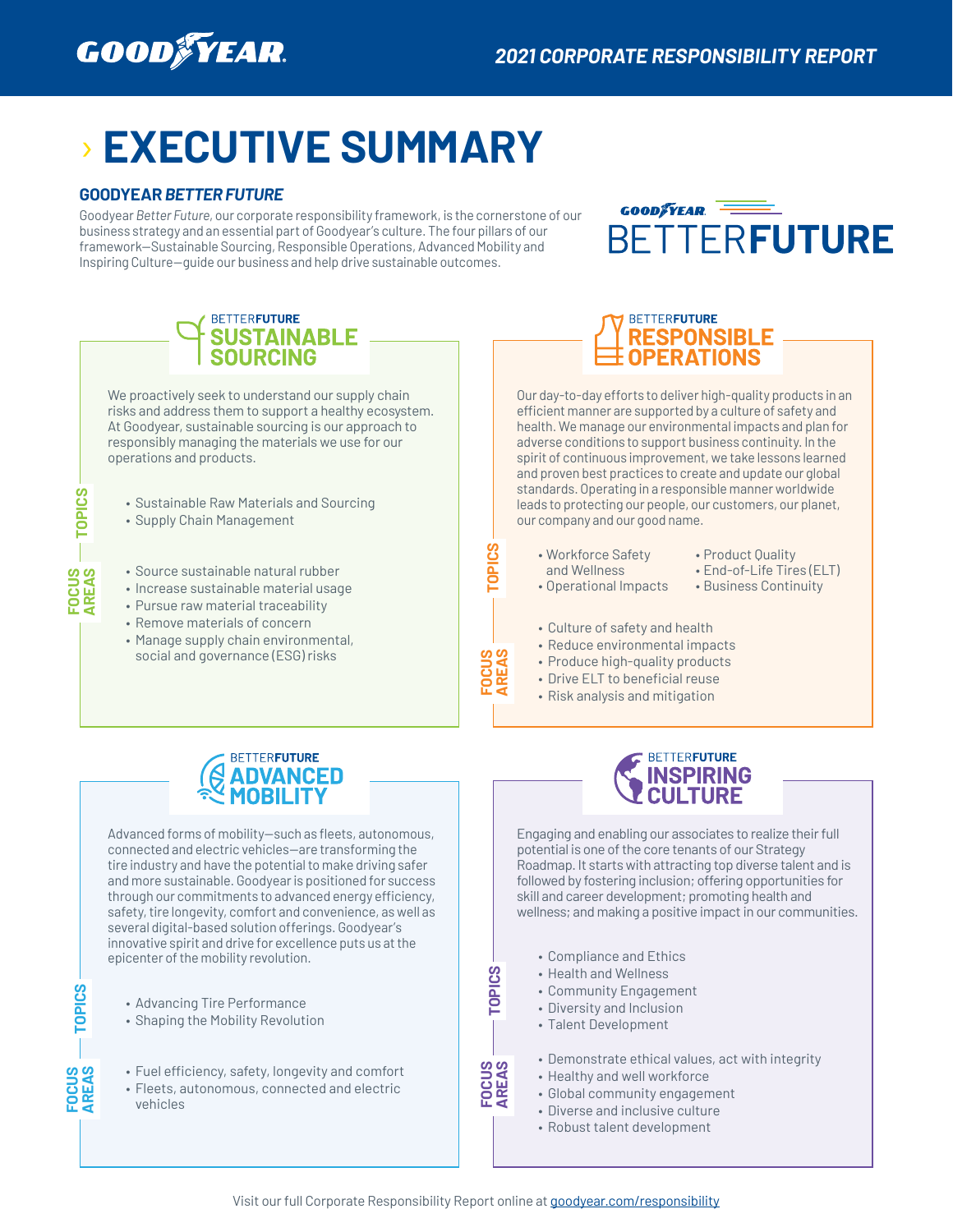# EXECUTIVE SUMMARY

## GOODYEAR *BETTER FUTURE*

Goodyear *Better Future*, our corporate responsibility framework, is the cornerstone of our business strategy and an essential part of Goodyear's culture. The four pillars of our framework—Sustainable Sourcing, Responsible Operations, Advanced Mobility and Inspiring Culture—guide our business and help drive sustainable outcomes.

### BETTERFUTURE SUSTAINABLE SOURCING

We proactively seek to understand our supply chain risks and address them to support a healthy ecosystem. At Goodyear, sustainable sourcing is our approach to responsibly managing the materials we use for our operations and products.

**TOPICS**

- Sustainable Raw Materials and Sourcing
- Supply Chain Management

**FOCUS AREAS**

- Source sustainable natural rubber
- Increase sustainable material usage
- Pursue raw material traceability
- Remove materials of concern
- Manage supply chain environmental, social and governance (ESG) risks

### BETTERFUTURE RESPONSIBLE OPERATIONS

Our day-to-day efforts to deliver high-quality products in an efficient manner are supported by a culture of safety and health. We manage our environmental impacts and plan for adverse conditions to support business continuity. In the spirit of continuous improvement, we take lessons learned and proven best practices to create and update our global standards. Operating in a responsible manner worldwide leads to protecting our people, our customers, our planet, our company and our good name.

**TOPICS**

- Workforce Safety and Wellness
- Operational Impacts
- Product Quality
- End-of-Life Tires (ELT)
- Business Continuity

**FOCUS AREAS**

- Culture of safety and health
- Reduce environmental impacts
- Produce high-quality products
- Drive ELT to beneficial reuse
- Risk analysis and mitigation

### BETTERFUTURE ADVANCED MOBILITY

Advanced forms of mobility—such as fleets, autonomous, connected and electric vehicles—are transforming the tire industry and have the potential to make driving safer and more sustainable. Goodyear is positioned for success through our commitments to advanced energy efficiency, safety, tire longevity, comfort and convenience, as well as several digital-based solution offerings. Goodyear's innovative spirit and drive for excellence puts us at the epicenter of the mobility revolution.

**TOPICS**

- Advancing Tire Performance
- Shaping the Mobility Revolution

**FOCUS AREAS**

- Fuel efficiency, safety, longevity and comfort
- Fleets, autonomous, connected and electric vehicles

### BETTERFUTURE INSPIRING CULTURE

Engaging and enabling our associates to realize their full potential is one of the core tenants of our Strategy Roadmap. It starts with attracting top diverse talent and is followed by fostering inclusion; offering opportunities for skill and career development; promoting health and wellness; and making a positive impact in our communities.

**TOPICS**

- Compliance and Ethics
- Health and Wellness
- Community Engagement
- Diversity and Inclusion
- Talent Development

**FOCUS AREAS**

- Demonstrate ethical values, act with integrity
- Healthy and well workforce
- Global community engagement
- Diverse and inclusive culture
- Robust talent development

Visit our full Corporate Responsibility Report online at goodyear.com/responsibility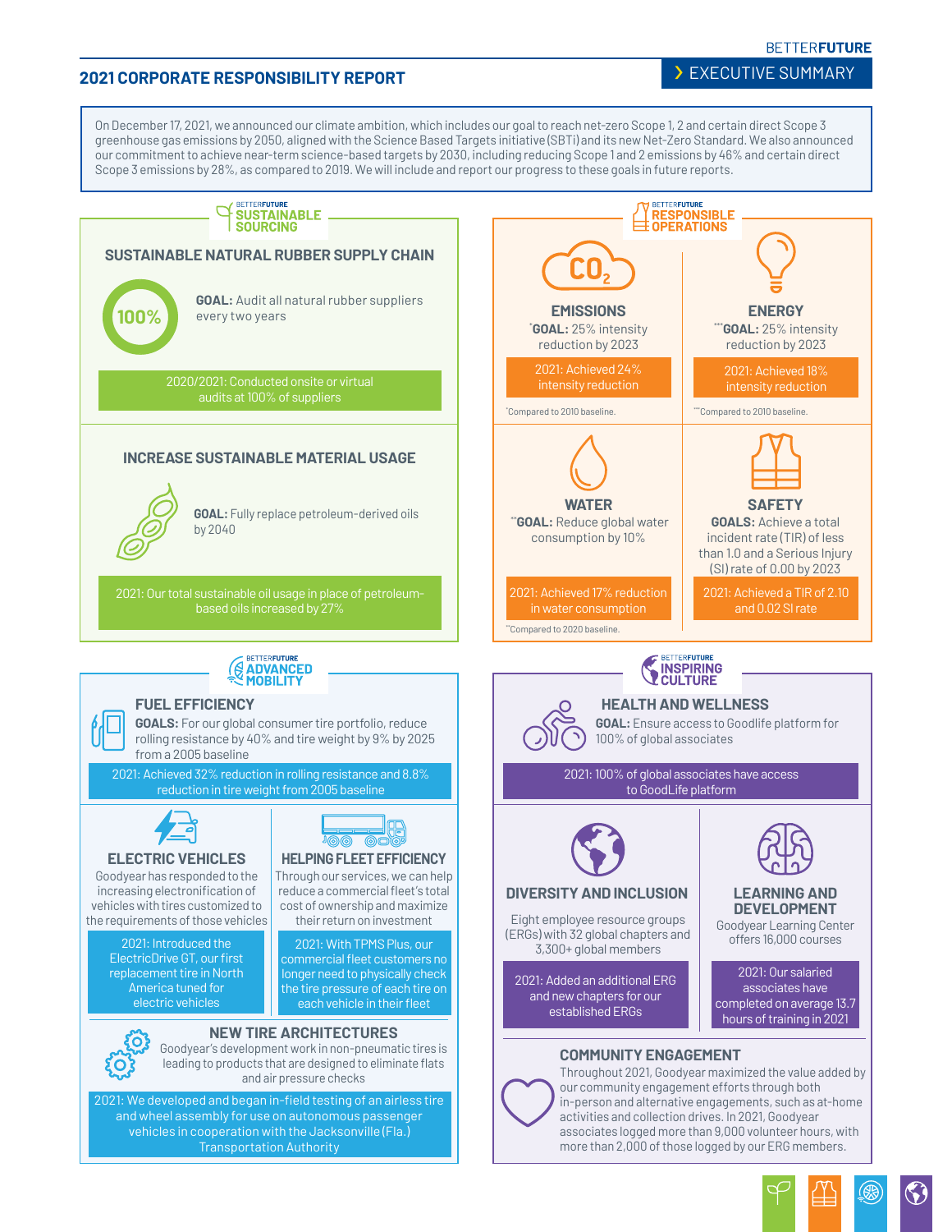## 2021 CORPORATE RESPONSIBILITY REPORT

EXECUTIVE SUMMARY

On December 17, 2021, we announced our climate ambition, which includes our goal to reach net-zero Scope 1, 2 and certain direct Scope 3 greenhouse gas emissions by 2050, aligned with the Science Based Targets initiative (SBTi) and its new Net-Zero Standard. We also announced our commitment to achieve near-term science-based targets by 2030, including reducing Scope 1 and 2 emissions by 46% and certain direct Scope 3 emissions by 28%, as compared to 2019. We will include and report our progress to these goals in future reports.

## SUSTAINABLE SOURCING

### SUSTAINABLE NATURAL RUBBER SUPPLY CHAIN

100%

**GOAL:** Audit all natural rubber suppliers every two years

2020/2021: Conducted onsite or virtual audits at 100% of suppliers

### INCREASE SUSTAINABLE MATERIAL USAGE

**GOAL:** Fully replace petroleum-derived oils by 2040

2021: Our total sustainable oil usage in place of petroleum-based oils increased by 27%

## RESPONSIBLE OPERATIONS

### EMSSIONS

*GOAL: 25% intensity reduction by 2023

2021: Achieved 24% intensity reduction

*Compared to 2010 baseline.

### ENERGY

***GOAL: 25% intensity reduction by 2023

2021: Achieved 18% intensity reduction

***Compared to 2010 baseline.

### WATER

**GOAL: Reduce global water consumption by 10%

2021: Achieved 17% reduction in water consumption

**Compared to 2020 baseline.

### SAFETY

**GOALS:** Achieve a total incident rate (TIR) of less than 1.0 and a Serious Injury (SI) rate of 0.00 by 2023

2021: Achieved a TIR of 2.10 and 0.02 SI rate

## ADVANCED MOBILITY

### FUEL EFFICIENCY

**GOALS:** For our global consumer tire portfolio, reduce rolling resistance by 40% and tire weight by 9% by 2025 from a 2005 baseline

2021: Achieved 32% reduction in rolling resistance and 8.8% reduction in tire weight from 2005 baseline

### ELECTRIC VEHICLES

Goodyear has responded to the increasing electronification of vehicles with tires customized to the requirements of those vehicles

2021: Introduced the ElectricDrive GT, our first replacement tire in North America tuned for electric vehicles

### HELPING FLEET EFFICIENCY

Through our services, we can help reduce a commercial fleet's total cost of ownership and maximize their return on investment

2021: With TPMS Plus, our commercial fleet customers no longer need to physically check the tire pressure of each tire on each vehicle in their fleet

### NEW TIRE ARCHITECTURES

Goodyear's development work in non-pneumatic tires is leading to products that are designed to eliminate flats and air pressure checks

2021: We developed and began in-field testing of an airless tire and wheel assembly for use on autonomous passenger vehicles in cooperation with the Jacksonville (Fla.) Transportation Authority

## INSPIRING CULTURE

### HEALTH AND WELLNESS

**GOAL:** Ensure access to Goodlife platform for 100% of global associates

2021: 100% of global associates have access to GoodLife platform

### DIVERSITY AND INCLUSION

Eight employee resource groups (ERGs) with 32 global chapters and 3,300+ global members

2021: Added an additional ERG and new chapters for our established ERGs

### LEARNING AND DEVELOPMENT

Goodyear Learning Center offers 16,000 courses

2021: Our salaried associates have completed on average 13.7 hours of training in 2021

### COMMUNITY ENGAGEMENT

Throughout 2021, Goodyear maximized the value added by our community engagement efforts through both in-person and alternative engagements, such as at-home activities and collection drives. In 2021, Goodyear associates logged more than 9,000 volunteer hours, with more than 2,000 of those logged by our ERG members.